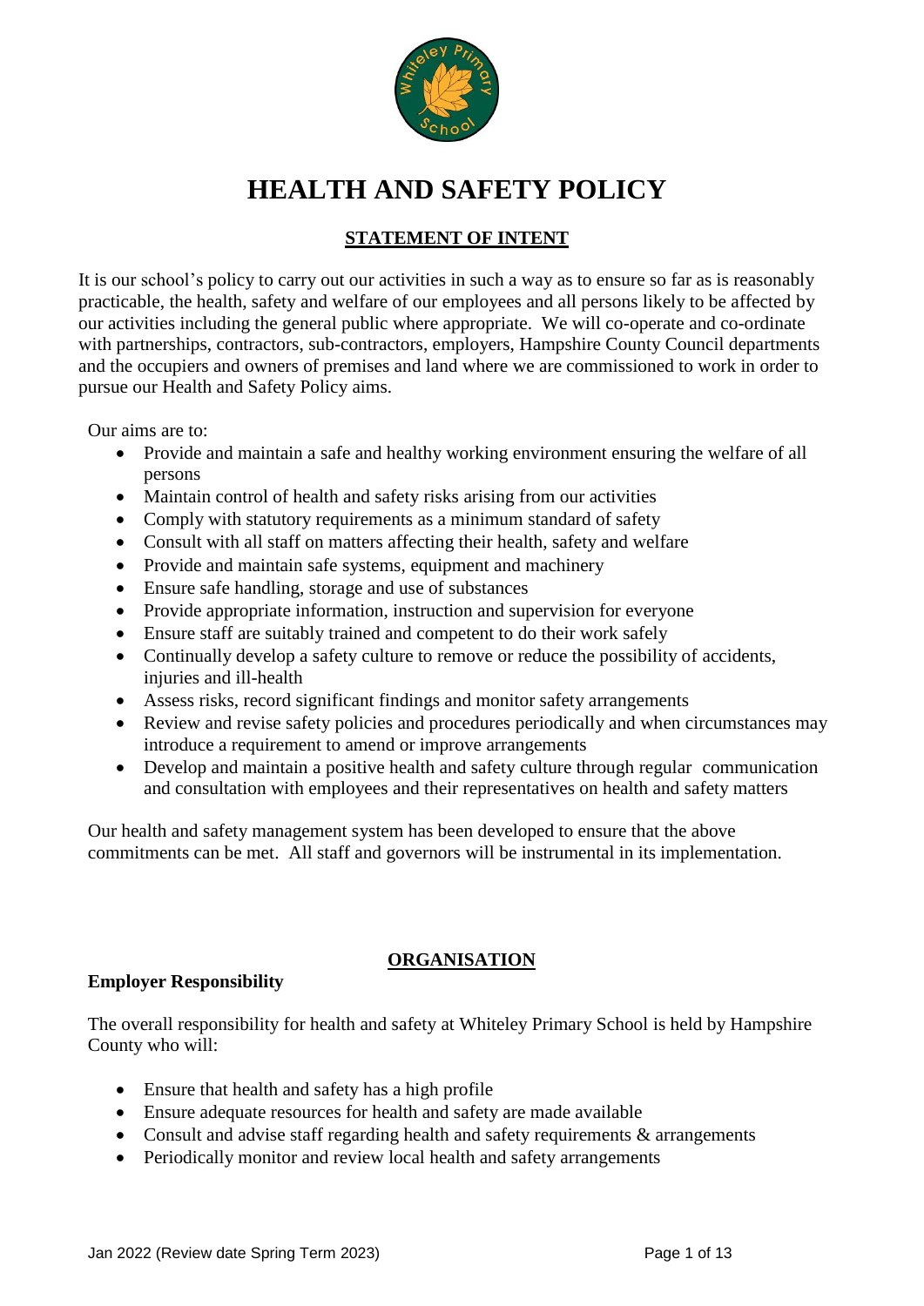# HEALTH AND SAFETY POLICY

## STATEMENT OF INTENT

It is our school's policy to carry out our activities in such a way as to ensure so far as is reasonably practicable, the health, safety and welfare of our employees and all persons likely to be affected by our activities including the general public where appropriate. We will co-operate and co-ordinate with partnerships, contractors, sub-contractors, employers, Hampshire County Council departments and the occupiers and owners of premises and land where we are commissioned to work in order to pursue our Health and Safety Policy aims.

Our aims are to:

- Provide and maintain a safe and healthy working environment ensuring the welfare of all persons
- Maintain control of health and safety risks arising from our activities
- Comply with statutory requirements as a minimum standard of safety
- Consult with all staff on matters affecting their health, safety and welfare
- Provide and maintain safe systems, equipment and machinery
- Ensure safe handling, storage and use of substances
- Provide appropriate information, instruction and supervision for everyone
- Ensure staff are suitably trained and competent to do their work safely
- Continually develop a safety culture to remove or reduce the possibility of accidents, injuries and ill-health
- Assess risks, record significant findings and monitor safety arrangements
- Review and revise safety policies and procedures periodically and when circumstances may introduce a requirement to amend or improve arrangements
- Develop and maintain a positive health and safety culture through regular communication and consultation with employees and their representatives on health and safety matters

Our health and safety management system has been developed to ensure that the above commitments can be met. All staff and governors will be instrumental in its implementation.

## ORGANISATION

### Employer Responsibility

The overall responsibility for health and safety at Whiteley Primary School is held by Hampshire County who will:

- Ensure that health and safety has a high profile
- Ensure adequate resources for health and safety are made available
- Consult and advise staff regarding health and safety requirements & arrangements
- Periodically monitor and review local health and safety arrangements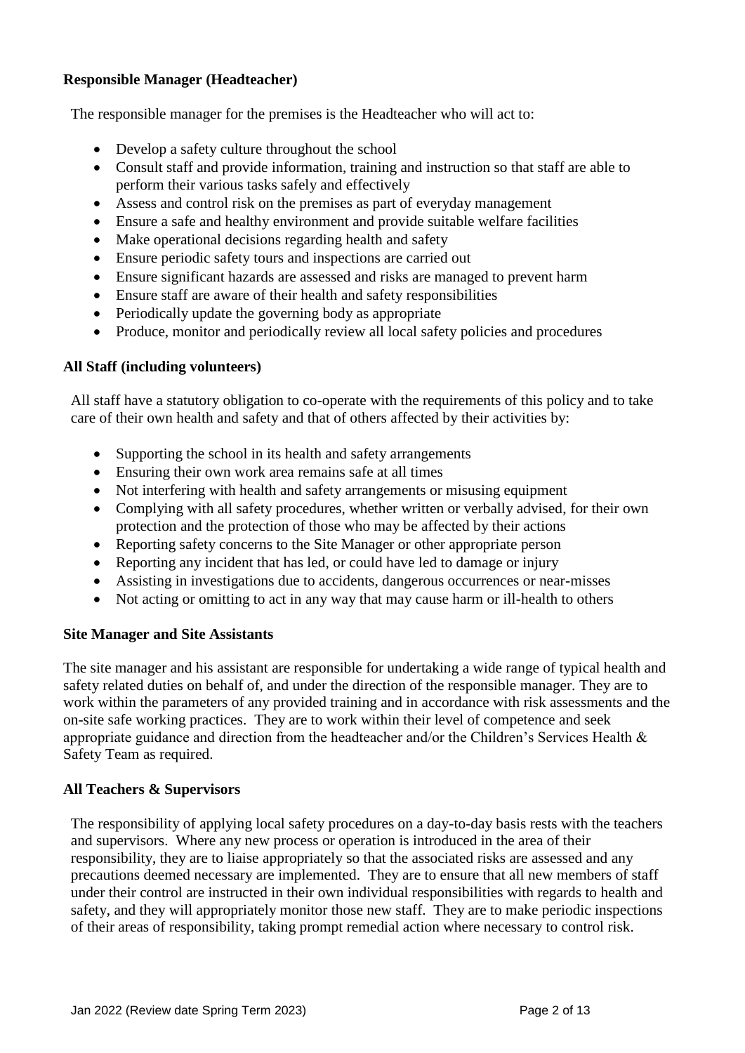### Responsible Manager (Headteacher)

The responsible manager for the premises is the Headteacher who will act to:

- Develop a safety culture throughout the school
- Consult staff and provide information, training and instruction so that staff are able to perform their various tasks safely and effectively
- Assess and control risk on the premises as part of everyday management
- Ensure a safe and healthy environment and provide suitable welfare facilities
- Make operational decisions regarding health and safety
- Ensure periodic safety tours and inspections are carried out
- Ensure significant hazards are assessed and risks are managed to prevent harm
- Ensure staff are aware of their health and safety responsibilities
- Periodically update the governing body as appropriate
- Produce, monitor and periodically review all local safety policies and procedures

### All Staff (including volunteers)

All staff have a statutory obligation to co-operate with the requirements of this policy and to take care of their own health and safety and that of others affected by their activities by:

- Supporting the school in its health and safety arrangements
- Ensuring their own work area remains safe at all times
- Not interfering with health and safety arrangements or misusing equipment
- Complying with all safety procedures, whether written or verbally advised, for their own protection and the protection of those who may be affected by their actions
- Reporting safety concerns to the Site Manager or other appropriate person
- Reporting any incident that has led, or could have led to damage or injury
- Assisting in investigations due to accidents, dangerous occurrences or near-misses
- Not acting or omitting to act in any way that may cause harm or ill-health to others

### Site Manager and Site Assistants

The site manager and his assistant are responsible for undertaking a wide range of typical health and safety related duties on behalf of, and under the direction of the responsible manager. They are to work within the parameters of any provided training and in accordance with risk assessments and the on-site safe working practices. They are to work within their level of competence and seek appropriate guidance and direction from the headteacher and/or the Children's Services Health & Safety Team as required.

### All Teachers & Supervisors

The responsibility of applying local safety procedures on a day-to-day basis rests with the teachers and supervisors. Where any new process or operation is introduced in the area of their responsibility, they are to liaise appropriately so that the associated risks are assessed and any precautions deemed necessary are implemented. They are to ensure that all new members of staff under their control are instructed in their own individual responsibilities with regards to health and safety, and they will appropriately monitor those new staff. They are to make periodic inspections of their areas of responsibility, taking prompt remedial action where necessary to control risk.

Jan 2022 (Review date Spring Term 2023)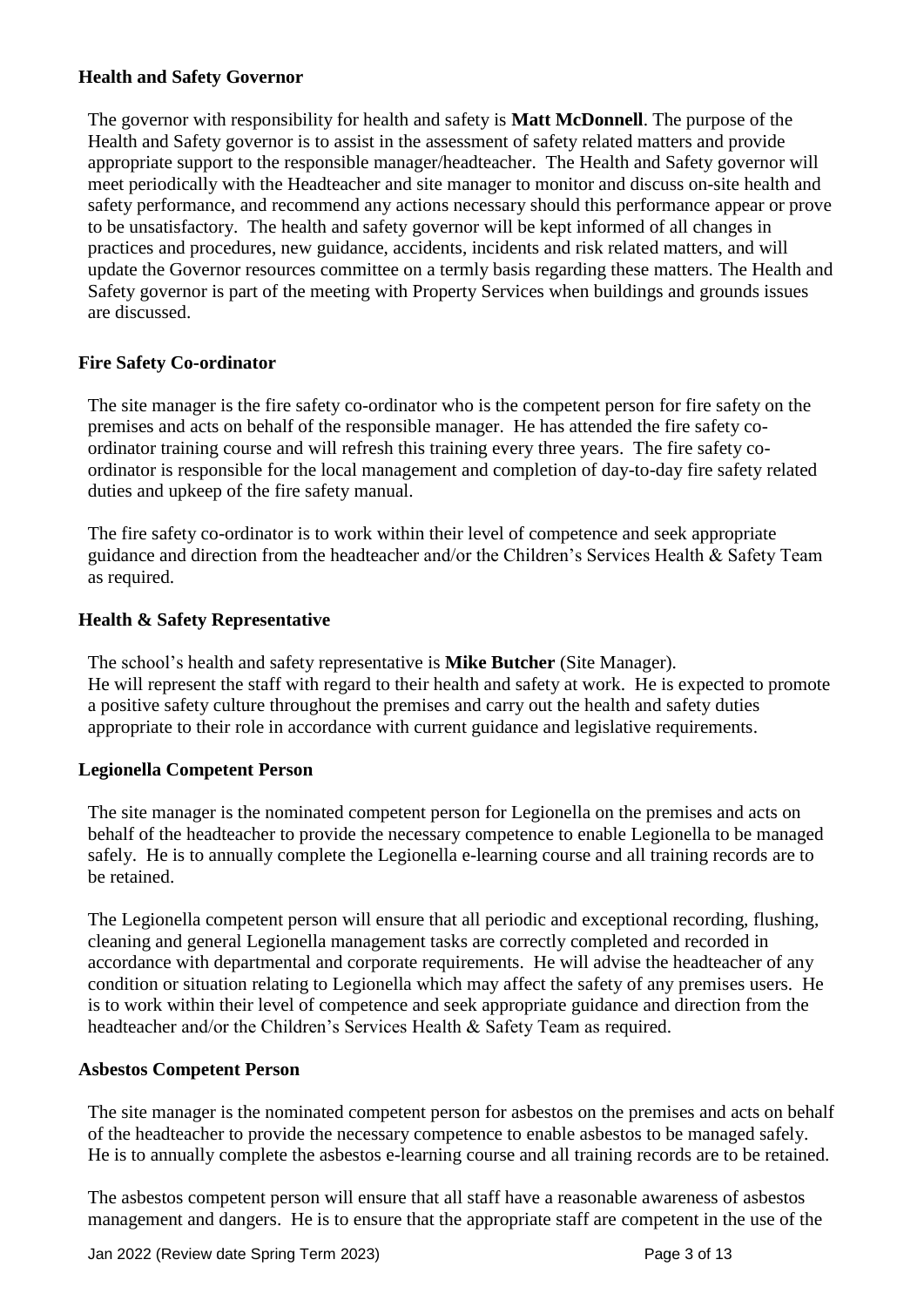### Health and Safety Governor

The governor with responsibility for health and safety is **Matt McDonnell**. The purpose of the Health and Safety governor is to assist in the assessment of safety related matters and provide appropriate support to the responsible manager/headteacher. The Health and Safety governor will meet periodically with the Headteacher and site manager to monitor and discuss on-site health and safety performance, and recommend any actions necessary should this performance appear or prove to be unsatisfactory. The health and safety governor will be kept informed of all changes in practices and procedures, new guidance, accidents, incidents and risk related matters, and will update the Governor resources committee on a termly basis regarding these matters. The Health and Safety governor is part of the meeting with Property Services when buildings and grounds issues are discussed.

### Fire Safety Co-ordinator

The site manager is the fire safety co-ordinator who is the competent person for fire safety on the premises and acts on behalf of the responsible manager. He has attended the fire safety co-ordinator training course and will refresh this training every three years. The fire safety co-ordinator is responsible for the local management and completion of day-to-day fire safety related duties and upkeep of the fire safety manual.

The fire safety co-ordinator is to work within their level of competence and seek appropriate guidance and direction from the headteacher and/or the Children's Services Health & Safety Team as required.

### Health & Safety Representative

The school's health and safety representative is **Mike Butcher** (Site Manager).
He will represent the staff with regard to their health and safety at work. He is expected to promote a positive safety culture throughout the premises and carry out the health and safety duties appropriate to their role in accordance with current guidance and legislative requirements.

### Legionella Competent Person

The site manager is the nominated competent person for Legionella on the premises and acts on behalf of the headteacher to provide the necessary competence to enable Legionella to be managed safely. He is to annually complete the Legionella e-learning course and all training records are to be retained.

The Legionella competent person will ensure that all periodic and exceptional recording, flushing, cleaning and general Legionella management tasks are correctly completed and recorded in accordance with departmental and corporate requirements. He will advise the headteacher of any condition or situation relating to Legionella which may affect the safety of any premises users. He is to work within their level of competence and seek appropriate guidance and direction from the headteacher and/or the Children's Services Health & Safety Team as required.

### Asbestos Competent Person

The site manager is the nominated competent person for asbestos on the premises and acts on behalf of the headteacher to provide the necessary competence to enable asbestos to be managed safely. He is to annually complete the asbestos e-learning course and all training records are to be retained.

The asbestos competent person will ensure that all staff have a reasonable awareness of asbestos management and dangers. He is to ensure that the appropriate staff are competent in the use of the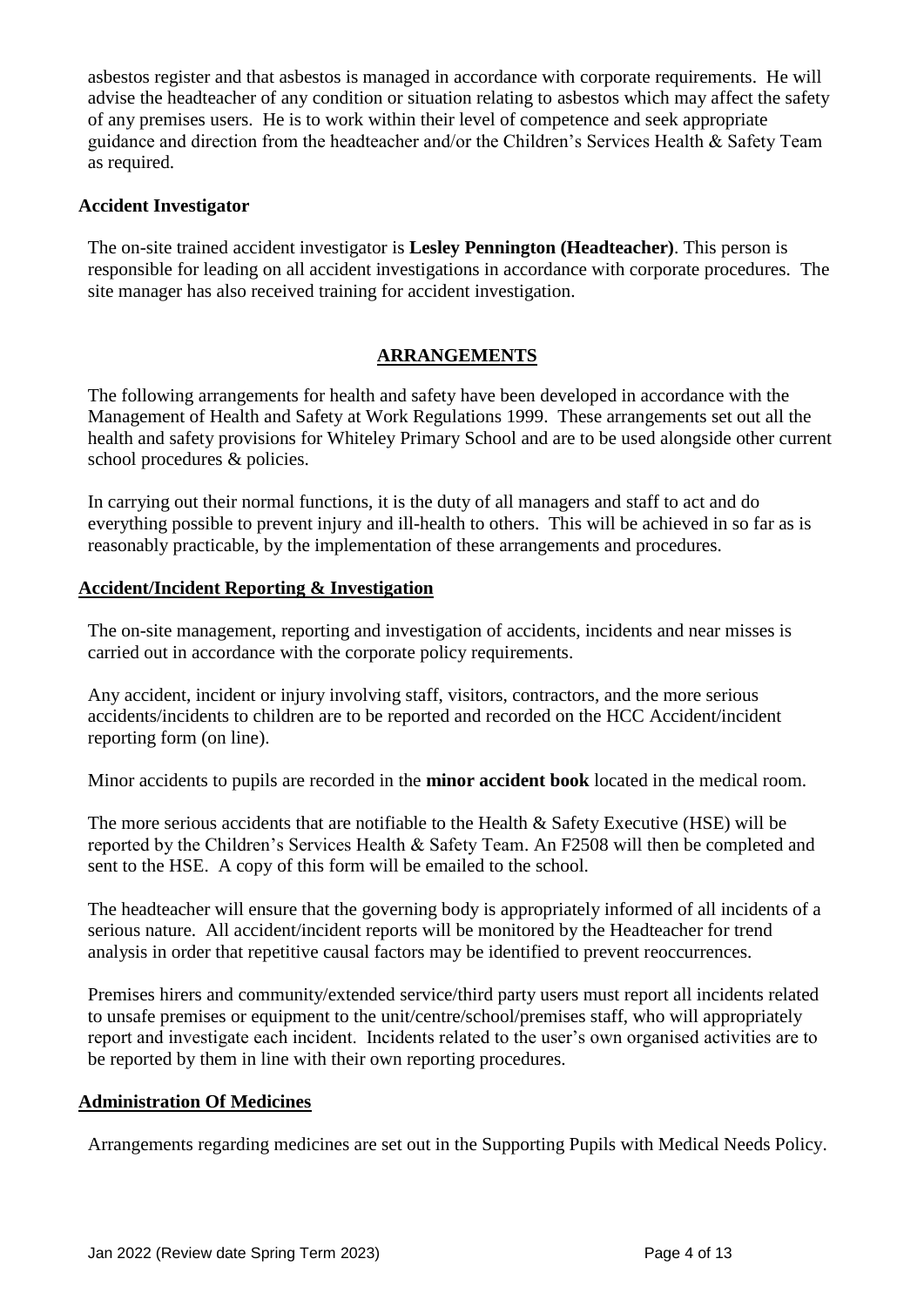asbestos register and that asbestos is managed in accordance with corporate requirements. He will advise the headteacher of any condition or situation relating to asbestos which may affect the safety of any premises users. He is to work within their level of competence and seek appropriate guidance and direction from the headteacher and/or the Children's Services Health & Safety Team as required.

### Accident Investigator

The on-site trained accident investigator is **Lesley Pennington (Headteacher)**. This person is responsible for leading on all accident investigations in accordance with corporate procedures. The site manager has also received training for accident investigation.

## ARRANGEMENTS

The following arrangements for health and safety have been developed in accordance with the Management of Health and Safety at Work Regulations 1999. These arrangements set out all the health and safety provisions for Whiteley Primary School and are to be used alongside other current school procedures & policies.

In carrying out their normal functions, it is the duty of all managers and staff to act and do everything possible to prevent injury and ill-health to others. This will be achieved in so far as is reasonably practicable, by the implementation of these arrangements and procedures.

### Accident/Incident Reporting & Investigation

The on-site management, reporting and investigation of accidents, incidents and near misses is carried out in accordance with the corporate policy requirements.

Any accident, incident or injury involving staff, visitors, contractors, and the more serious accidents/incidents to children are to be reported and recorded on the HCC Accident/incident reporting form (on line).

Minor accidents to pupils are recorded in the **minor accident book** located in the medical room.

The more serious accidents that are notifiable to the Health & Safety Executive (HSE) will be reported by the Children's Services Health & Safety Team. An F2508 will then be completed and sent to the HSE. A copy of this form will be emailed to the school.

The headteacher will ensure that the governing body is appropriately informed of all incidents of a serious nature. All accident/incident reports will be monitored by the Headteacher for trend analysis in order that repetitive causal factors may be identified to prevent reoccurrences.

Premises hirers and community/extended service/third party users must report all incidents related to unsafe premises or equipment to the unit/centre/school/premises staff, who will appropriately report and investigate each incident. Incidents related to the user's own organised activities are to be reported by them in line with their own reporting procedures.

### Administration Of Medicines

Arrangements regarding medicines are set out in the Supporting Pupils with Medical Needs Policy.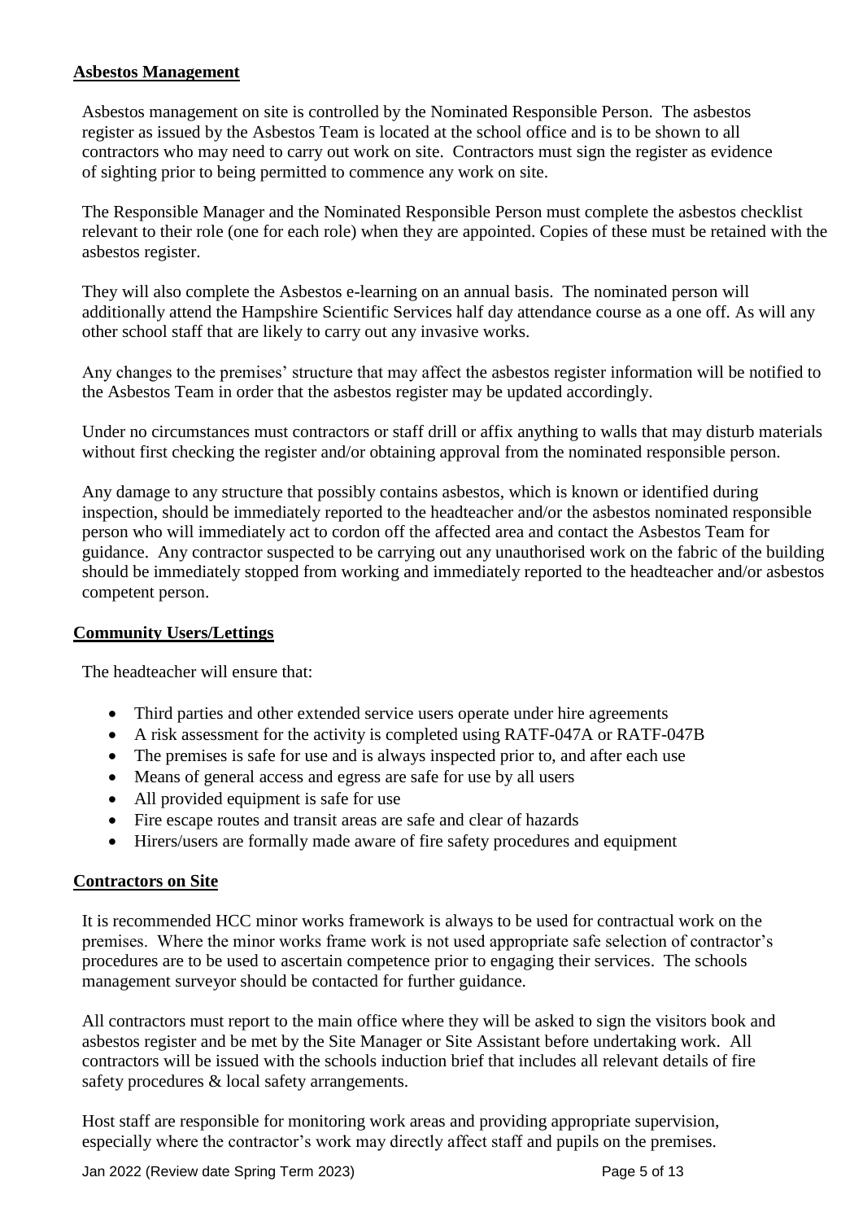## Asbestos Management

Asbestos management on site is controlled by the Nominated Responsible Person. The asbestos register as issued by the Asbestos Team is located at the school office and is to be shown to all contractors who may need to carry out work on site. Contractors must sign the register as evidence of sighting prior to being permitted to commence any work on site.

The Responsible Manager and the Nominated Responsible Person must complete the asbestos checklist relevant to their role (one for each role) when they are appointed. Copies of these must be retained with the asbestos register.

They will also complete the Asbestos e-learning on an annual basis. The nominated person will additionally attend the Hampshire Scientific Services half day attendance course as a one off. As will any other school staff that are likely to carry out any invasive works.

Any changes to the premises' structure that may affect the asbestos register information will be notified to the Asbestos Team in order that the asbestos register may be updated accordingly.

Under no circumstances must contractors or staff drill or affix anything to walls that may disturb materials without first checking the register and/or obtaining approval from the nominated responsible person.

Any damage to any structure that possibly contains asbestos, which is known or identified during inspection, should be immediately reported to the headteacher and/or the asbestos nominated responsible person who will immediately act to cordon off the affected area and contact the Asbestos Team for guidance. Any contractor suspected to be carrying out any unauthorised work on the fabric of the building should be immediately stopped from working and immediately reported to the headteacher and/or asbestos competent person.

## Community Users/Lettings

The headteacher will ensure that:

- Third parties and other extended service users operate under hire agreements
- A risk assessment for the activity is completed using RATF-047A or RATF-047B
- The premises is safe for use and is always inspected prior to, and after each use
- Means of general access and egress are safe for use by all users
- All provided equipment is safe for use
- Fire escape routes and transit areas are safe and clear of hazards
- Hirers/users are formally made aware of fire safety procedures and equipment

## Contractors on Site

It is recommended HCC minor works framework is always to be used for contractual work on the premises. Where the minor works frame work is not used appropriate safe selection of contractor's procedures are to be used to ascertain competence prior to engaging their services. The schools management surveyor should be contacted for further guidance.

All contractors must report to the main office where they will be asked to sign the visitors book and asbestos register and be met by the Site Manager or Site Assistant before undertaking work. All contractors will be issued with the schools induction brief that includes all relevant details of fire safety procedures & local safety arrangements.

Host staff are responsible for monitoring work areas and providing appropriate supervision, especially where the contractor's work may directly affect staff and pupils on the premises.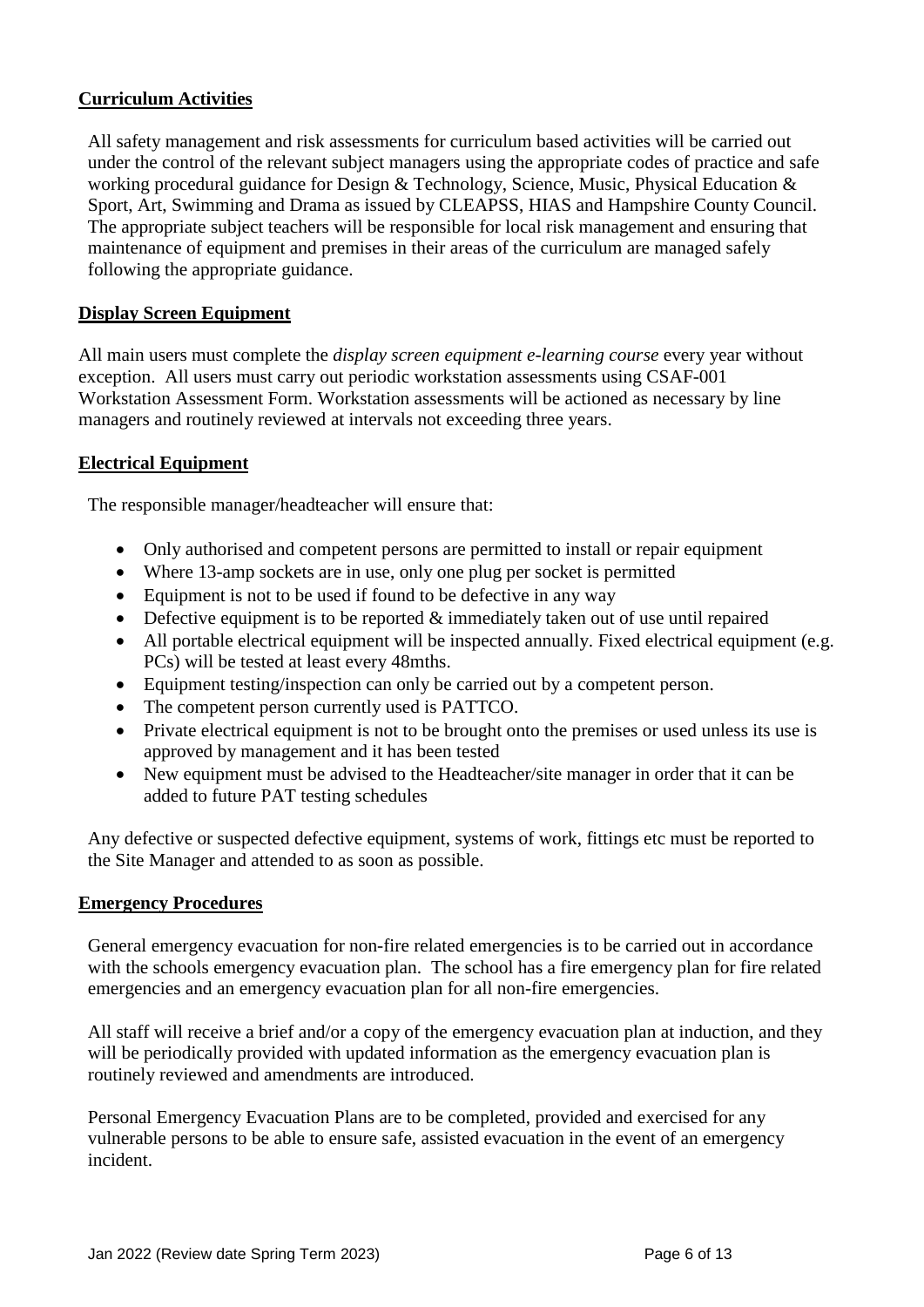## Curriculum Activities

All safety management and risk assessments for curriculum based activities will be carried out under the control of the relevant subject managers using the appropriate codes of practice and safe working procedural guidance for Design & Technology, Science, Music, Physical Education & Sport, Art, Swimming and Drama as issued by CLEAPSS, HIAS and Hampshire County Council. The appropriate subject teachers will be responsible for local risk management and ensuring that maintenance of equipment and premises in their areas of the curriculum are managed safely following the appropriate guidance.

## Display Screen Equipment

All main users must complete the *display screen equipment e-learning course* every year without exception. All users must carry out periodic workstation assessments using CSAF-001 Workstation Assessment Form. Workstation assessments will be actioned as necessary by line managers and routinely reviewed at intervals not exceeding three years.

## Electrical Equipment

The responsible manager/headteacher will ensure that:

- Only authorised and competent persons are permitted to install or repair equipment
- Where 13-amp sockets are in use, only one plug per socket is permitted
- Equipment is not to be used if found to be defective in any way
- Defective equipment is to be reported & immediately taken out of use until repaired
- All portable electrical equipment will be inspected annually. Fixed electrical equipment (e.g. PCs) will be tested at least every 48mths.
- Equipment testing/inspection can only be carried out by a competent person.
- The competent person currently used is PATTCO.
- Private electrical equipment is not to be brought onto the premises or used unless its use is approved by management and it has been tested
- New equipment must be advised to the Headteacher/site manager in order that it can be added to future PAT testing schedules

Any defective or suspected defective equipment, systems of work, fittings etc must be reported to the Site Manager and attended to as soon as possible.

## Emergency Procedures

General emergency evacuation for non-fire related emergencies is to be carried out in accordance with the schools emergency evacuation plan. The school has a fire emergency plan for fire related emergencies and an emergency evacuation plan for all non-fire emergencies.

All staff will receive a brief and/or a copy of the emergency evacuation plan at induction, and they will be periodically provided with updated information as the emergency evacuation plan is routinely reviewed and amendments are introduced.

Personal Emergency Evacuation Plans are to be completed, provided and exercised for any vulnerable persons to be able to ensure safe, assisted evacuation in the event of an emergency incident.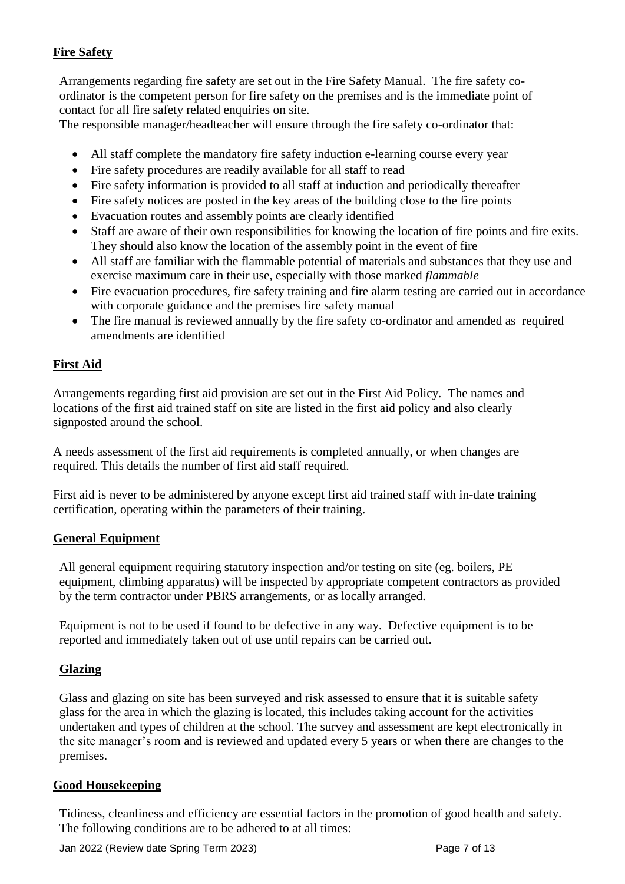## Fire Safety

Arrangements regarding fire safety are set out in the Fire Safety Manual. The fire safety co-ordinator is the competent person for fire safety on the premises and is the immediate point of contact for all fire safety related enquiries on site.

The responsible manager/headteacher will ensure through the fire safety co-ordinator that:

- All staff complete the mandatory fire safety induction e-learning course every year
- Fire safety procedures are readily available for all staff to read
- Fire safety information is provided to all staff at induction and periodically thereafter
- Fire safety notices are posted in the key areas of the building close to the fire points
- Evacuation routes and assembly points are clearly identified
- Staff are aware of their own responsibilities for knowing the location of fire points and fire exits. They should also know the location of the assembly point in the event of fire
- All staff are familiar with the flammable potential of materials and substances that they use and exercise maximum care in their use, especially with those marked *flammable*
- Fire evacuation procedures, fire safety training and fire alarm testing are carried out in accordance with corporate guidance and the premises fire safety manual
- The fire manual is reviewed annually by the fire safety co-ordinator and amended as required amendments are identified

## First Aid

Arrangements regarding first aid provision are set out in the First Aid Policy. The names and locations of the first aid trained staff on site are listed in the first aid policy and also clearly signposted around the school.

A needs assessment of the first aid requirements is completed annually, or when changes are required. This details the number of first aid staff required.

First aid is never to be administered by anyone except first aid trained staff with in-date training certification, operating within the parameters of their training.

## General Equipment

All general equipment requiring statutory inspection and/or testing on site (eg. boilers, PE equipment, climbing apparatus) will be inspected by appropriate competent contractors as provided by the term contractor under PBRS arrangements, or as locally arranged.

Equipment is not to be used if found to be defective in any way. Defective equipment is to be reported and immediately taken out of use until repairs can be carried out.

## Glazing

Glass and glazing on site has been surveyed and risk assessed to ensure that it is suitable safety glass for the area in which the glazing is located, this includes taking account for the activities undertaken and types of children at the school. The survey and assessment are kept electronically in the site manager's room and is reviewed and updated every 5 years or when there are changes to the premises.

## Good Housekeeping

Tidiness, cleanliness and efficiency are essential factors in the promotion of good health and safety. The following conditions are to be adhered to at all times: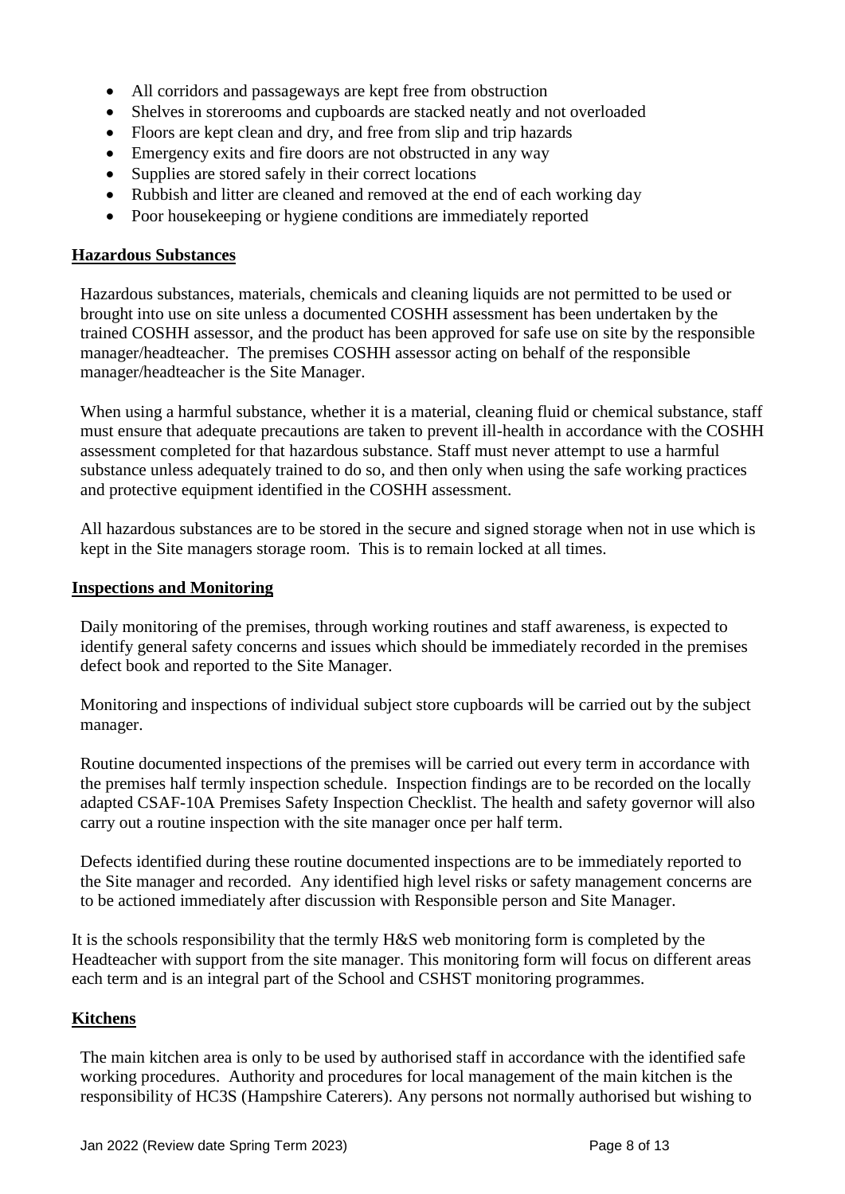- All corridors and passageways are kept free from obstruction
- Shelves in storerooms and cupboards are stacked neatly and not overloaded
- Floors are kept clean and dry, and free from slip and trip hazards
- Emergency exits and fire doors are not obstructed in any way
- Supplies are stored safely in their correct locations
- Rubbish and litter are cleaned and removed at the end of each working day
- Poor housekeeping or hygiene conditions are immediately reported

## Hazardous Substances

Hazardous substances, materials, chemicals and cleaning liquids are not permitted to be used or brought into use on site unless a documented COSHH assessment has been undertaken by the trained COSHH assessor, and the product has been approved for safe use on site by the responsible manager/headteacher. The premises COSHH assessor acting on behalf of the responsible manager/headteacher is the Site Manager.

When using a harmful substance, whether it is a material, cleaning fluid or chemical substance, staff must ensure that adequate precautions are taken to prevent ill-health in accordance with the COSHH assessment completed for that hazardous substance. Staff must never attempt to use a harmful substance unless adequately trained to do so, and then only when using the safe working practices and protective equipment identified in the COSHH assessment.

All hazardous substances are to be stored in the secure and signed storage when not in use which is kept in the Site managers storage room. This is to remain locked at all times.

## Inspections and Monitoring

Daily monitoring of the premises, through working routines and staff awareness, is expected to identify general safety concerns and issues which should be immediately recorded in the premises defect book and reported to the Site Manager.

Monitoring and inspections of individual subject store cupboards will be carried out by the subject manager.

Routine documented inspections of the premises will be carried out every term in accordance with the premises half termly inspection schedule. Inspection findings are to be recorded on the locally adapted CSAF-10A Premises Safety Inspection Checklist. The health and safety governor will also carry out a routine inspection with the site manager once per half term.

Defects identified during these routine documented inspections are to be immediately reported to the Site manager and recorded. Any identified high level risks or safety management concerns are to be actioned immediately after discussion with Responsible person and Site Manager.

It is the schools responsibility that the termly H&S web monitoring form is completed by the Headteacher with support from the site manager. This monitoring form will focus on different areas each term and is an integral part of the School and CSHST monitoring programmes.

## Kitchens

The main kitchen area is only to be used by authorised staff in accordance with the identified safe working procedures. Authority and procedures for local management of the main kitchen is the responsibility of HC3S (Hampshire Caterers). Any persons not normally authorised but wishing to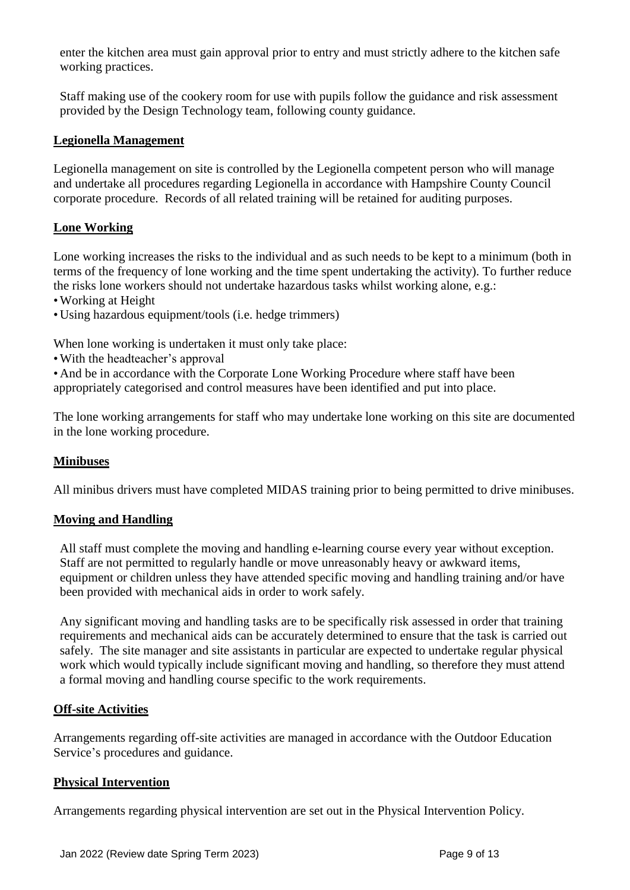enter the kitchen area must gain approval prior to entry and must strictly adhere to the kitchen safe working practices.

Staff making use of the cookery room for use with pupils follow the guidance and risk assessment provided by the Design Technology team, following county guidance.

## Legionella Management

Legionella management on site is controlled by the Legionella competent person who will manage and undertake all procedures regarding Legionella in accordance with Hampshire County Council corporate procedure. Records of all related training will be retained for auditing purposes.

## Lone Working

Lone working increases the risks to the individual and as such needs to be kept to a minimum (both in terms of the frequency of lone working and the time spent undertaking the activity). To further reduce the risks lone workers should not undertake hazardous tasks whilst working alone, e.g.:

- Working at Height
- Using hazardous equipment/tools (i.e. hedge trimmers)

When lone working is undertaken it must only take place:

- With the headteacher's approval
- And be in accordance with the Corporate Lone Working Procedure where staff have been appropriately categorised and control measures have been identified and put into place.

The lone working arrangements for staff who may undertake lone working on this site are documented in the lone working procedure.

## Minibuses

All minibus drivers must have completed MIDAS training prior to being permitted to drive minibuses.

## Moving and Handling

All staff must complete the moving and handling e-learning course every year without exception. Staff are not permitted to regularly handle or move unreasonably heavy or awkward items, equipment or children unless they have attended specific moving and handling training and/or have been provided with mechanical aids in order to work safely.

Any significant moving and handling tasks are to be specifically risk assessed in order that training requirements and mechanical aids can be accurately determined to ensure that the task is carried out safely. The site manager and site assistants in particular are expected to undertake regular physical work which would typically include significant moving and handling, so therefore they must attend a formal moving and handling course specific to the work requirements.

## Off-site Activities

Arrangements regarding off-site activities are managed in accordance with the Outdoor Education Service's procedures and guidance.

## Physical Intervention

Arrangements regarding physical intervention are set out in the Physical Intervention Policy.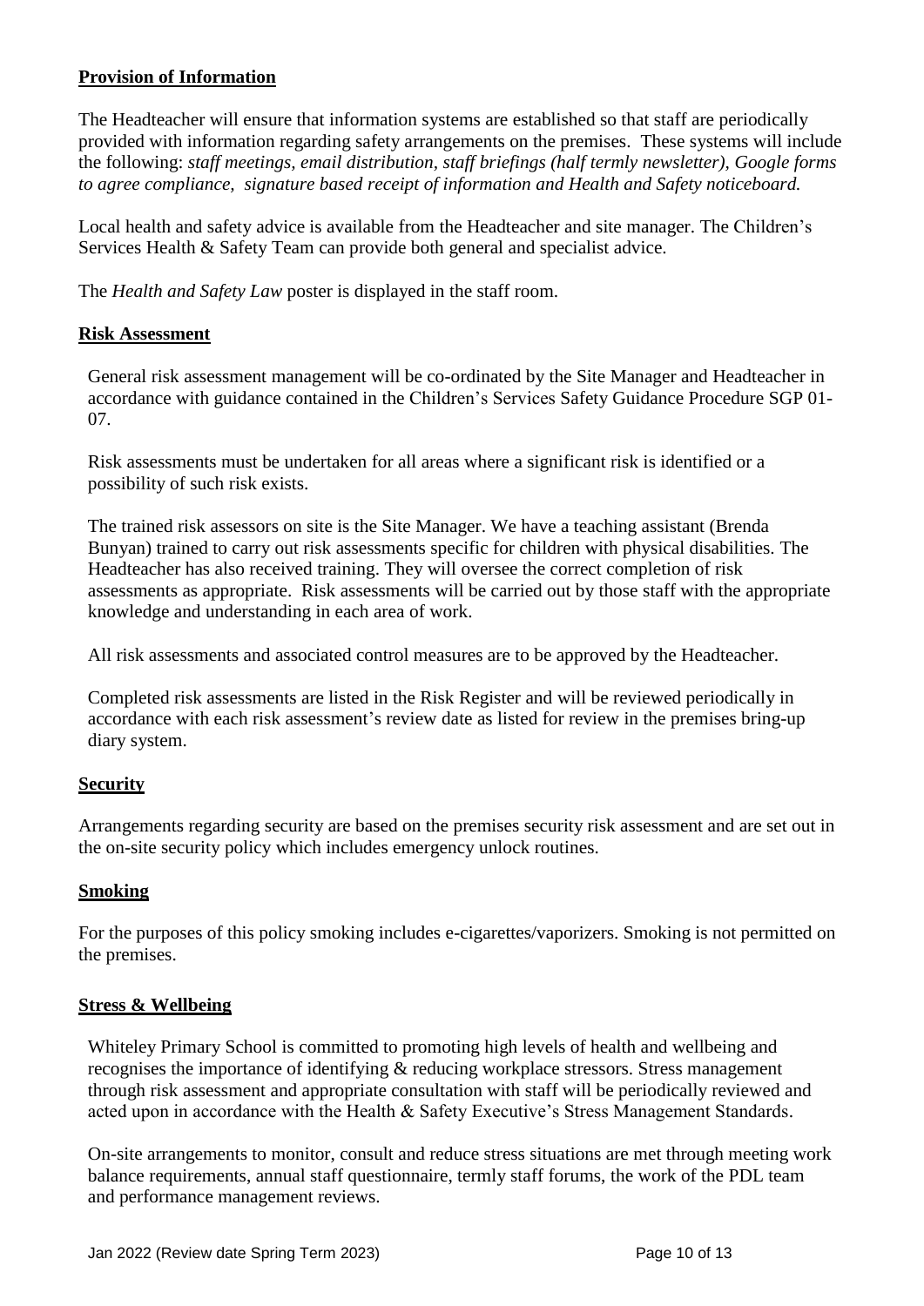**Provision of Information**

The Headteacher will ensure that information systems are established so that staff are periodically provided with information regarding safety arrangements on the premises. These systems will include the following: *staff meetings, email distribution, staff briefings (half termly newsletter), Google forms to agree compliance, signature based receipt of information and Health and Safety noticeboard.*

Local health and safety advice is available from the Headteacher and site manager. The Children's Services Health & Safety Team can provide both general and specialist advice.

The *Health and Safety Law* poster is displayed in the staff room.

**Risk Assessment**

General risk assessment management will be co-ordinated by the Site Manager and Headteacher in accordance with guidance contained in the Children's Services Safety Guidance Procedure SGP 01-07.

Risk assessments must be undertaken for all areas where a significant risk is identified or a possibility of such risk exists.

The trained risk assessors on site is the Site Manager. We have a teaching assistant (Brenda Bunyan) trained to carry out risk assessments specific for children with physical disabilities. The Headteacher has also received training. They will oversee the correct completion of risk assessments as appropriate. Risk assessments will be carried out by those staff with the appropriate knowledge and understanding in each area of work.

All risk assessments and associated control measures are to be approved by the Headteacher.

Completed risk assessments are listed in the Risk Register and will be reviewed periodically in accordance with each risk assessment's review date as listed for review in the premises bring-up diary system.

**Security**

Arrangements regarding security are based on the premises security risk assessment and are set out in the on-site security policy which includes emergency unlock routines.

**Smoking**

For the purposes of this policy smoking includes e-cigarettes/vaporizers. Smoking is not permitted on the premises.

**Stress & Wellbeing**

Whiteley Primary School is committed to promoting high levels of health and wellbeing and recognises the importance of identifying & reducing workplace stressors. Stress management through risk assessment and appropriate consultation with staff will be periodically reviewed and acted upon in accordance with the Health & Safety Executive's Stress Management Standards.

On-site arrangements to monitor, consult and reduce stress situations are met through meeting work balance requirements, annual staff questionnaire, termly staff forums, the work of the PDL team and performance management reviews.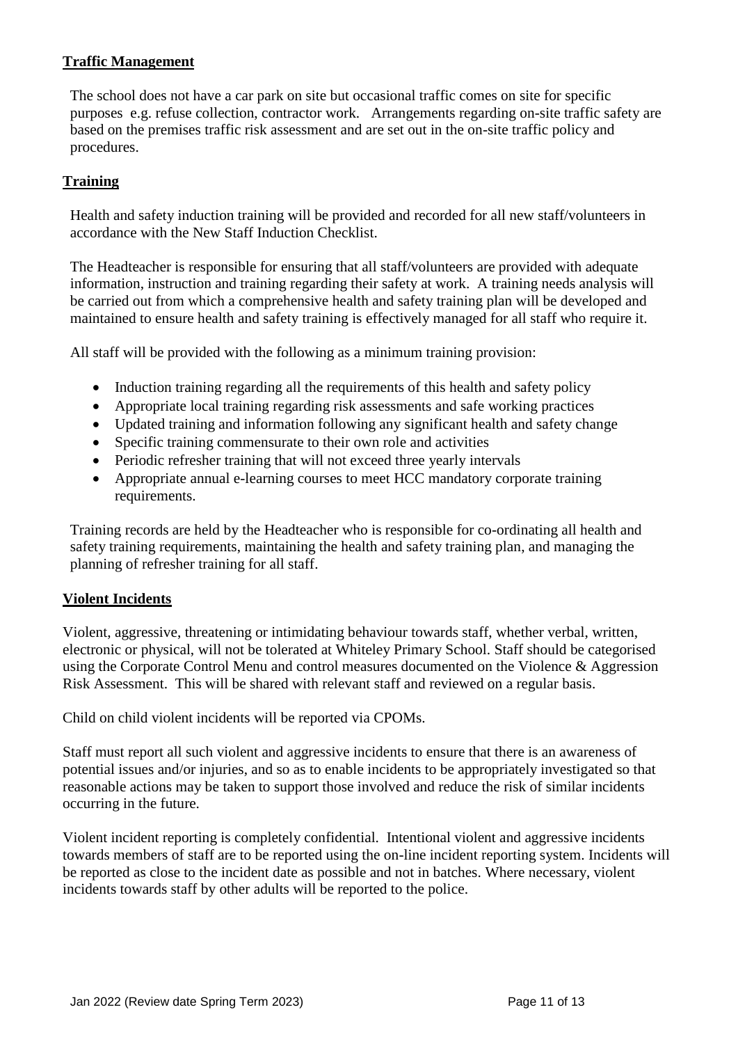## Traffic Management

The school does not have a car park on site but occasional traffic comes on site for specific purposes e.g. refuse collection, contractor work. Arrangements regarding on-site traffic safety are based on the premises traffic risk assessment and are set out in the on-site traffic policy and procedures.

## Training

Health and safety induction training will be provided and recorded for all new staff/volunteers in accordance with the New Staff Induction Checklist.

The Headteacher is responsible for ensuring that all staff/volunteers are provided with adequate information, instruction and training regarding their safety at work. A training needs analysis will be carried out from which a comprehensive health and safety training plan will be developed and maintained to ensure health and safety training is effectively managed for all staff who require it.

All staff will be provided with the following as a minimum training provision:

- Induction training regarding all the requirements of this health and safety policy
- Appropriate local training regarding risk assessments and safe working practices
- Updated training and information following any significant health and safety change
- Specific training commensurate to their own role and activities
- Periodic refresher training that will not exceed three yearly intervals
- Appropriate annual e-learning courses to meet HCC mandatory corporate training requirements.

Training records are held by the Headteacher who is responsible for co-ordinating all health and safety training requirements, maintaining the health and safety training plan, and managing the planning of refresher training for all staff.

## Violent Incidents

Violent, aggressive, threatening or intimidating behaviour towards staff, whether verbal, written, electronic or physical, will not be tolerated at Whiteley Primary School. Staff should be categorised using the Corporate Control Menu and control measures documented on the Violence & Aggression Risk Assessment. This will be shared with relevant staff and reviewed on a regular basis.

Child on child violent incidents will be reported via CPOMs.

Staff must report all such violent and aggressive incidents to ensure that there is an awareness of potential issues and/or injuries, and so as to enable incidents to be appropriately investigated so that reasonable actions may be taken to support those involved and reduce the risk of similar incidents occurring in the future.

Violent incident reporting is completely confidential. Intentional violent and aggressive incidents towards members of staff are to be reported using the on-line incident reporting system. Incidents will be reported as close to the incident date as possible and not in batches. Where necessary, violent incidents towards staff by other adults will be reported to the police.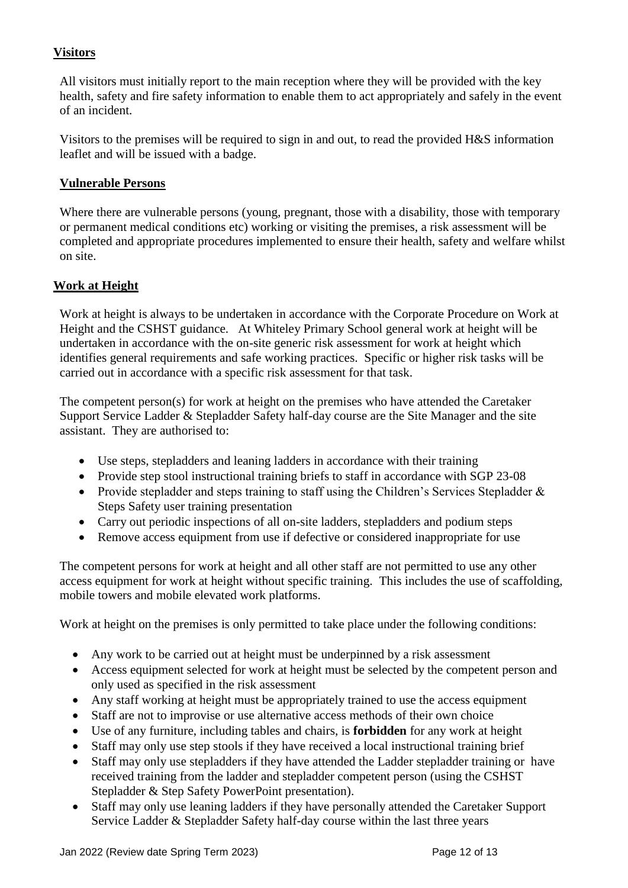## Visitors

All visitors must initially report to the main reception where they will be provided with the key health, safety and fire safety information to enable them to act appropriately and safely in the event of an incident.

Visitors to the premises will be required to sign in and out, to read the provided H&S information leaflet and will be issued with a badge.

## Vulnerable Persons

Where there are vulnerable persons (young, pregnant, those with a disability, those with temporary or permanent medical conditions etc) working or visiting the premises, a risk assessment will be completed and appropriate procedures implemented to ensure their health, safety and welfare whilst on site.

## Work at Height

Work at height is always to be undertaken in accordance with the Corporate Procedure on Work at Height and the CSHST guidance. At Whiteley Primary School general work at height will be undertaken in accordance with the on-site generic risk assessment for work at height which identifies general requirements and safe working practices. Specific or higher risk tasks will be carried out in accordance with a specific risk assessment for that task.

The competent person(s) for work at height on the premises who have attended the Caretaker Support Service Ladder & Stepladder Safety half-day course are the Site Manager and the site assistant. They are authorised to:

- Use steps, stepladders and leaning ladders in accordance with their training
- Provide step stool instructional training briefs to staff in accordance with SGP 23-08
- Provide stepladder and steps training to staff using the Children's Services Stepladder & Steps Safety user training presentation
- Carry out periodic inspections of all on-site ladders, stepladders and podium steps
- Remove access equipment from use if defective or considered inappropriate for use

The competent persons for work at height and all other staff are not permitted to use any other access equipment for work at height without specific training. This includes the use of scaffolding, mobile towers and mobile elevated work platforms.

Work at height on the premises is only permitted to take place under the following conditions:

- Any work to be carried out at height must be underpinned by a risk assessment
- Access equipment selected for work at height must be selected by the competent person and only used as specified in the risk assessment
- Any staff working at height must be appropriately trained to use the access equipment
- Staff are not to improvise or use alternative access methods of their own choice
- Use of any furniture, including tables and chairs, is **forbidden** for any work at height
- Staff may only use step stools if they have received a local instructional training brief
- Staff may only use stepladders if they have attended the Ladder stepladder training or have received training from the ladder and stepladder competent person (using the CSHST Stepladder & Step Safety PowerPoint presentation).
- Staff may only use leaning ladders if they have personally attended the Caretaker Support Service Ladder & Stepladder Safety half-day course within the last three years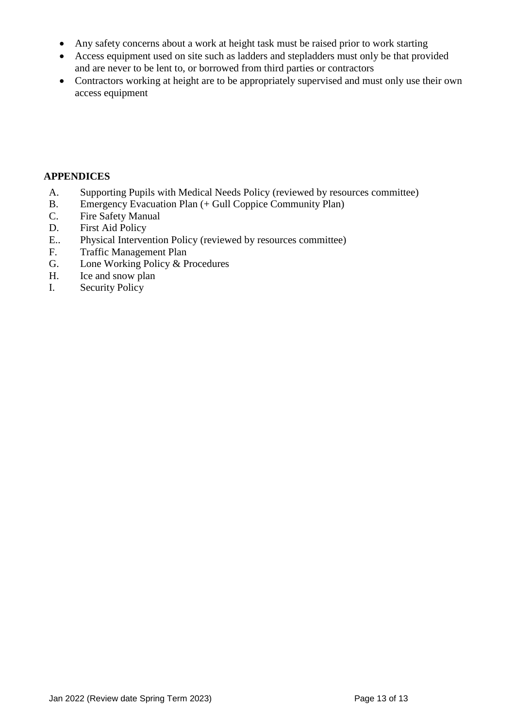- Any safety concerns about a work at height task must be raised prior to work starting
- Access equipment used on site such as ladders and stepladders must only be that provided and are never to be lent to, or borrowed from third parties or contractors
- Contractors working at height are to be appropriately supervised and must only use their own access equipment

## APPENDICES

A. Supporting Pupils with Medical Needs Policy (reviewed by resources committee)
B. Emergency Evacuation Plan (+ Gull Coppice Community Plan)
C. Fire Safety Manual
D. First Aid Policy
E.. Physical Intervention Policy (reviewed by resources committee)
F. Traffic Management Plan
G. Lone Working Policy & Procedures
H. Ice and snow plan
I. Security Policy

Jan 2022 (Review date Spring Term 2023)